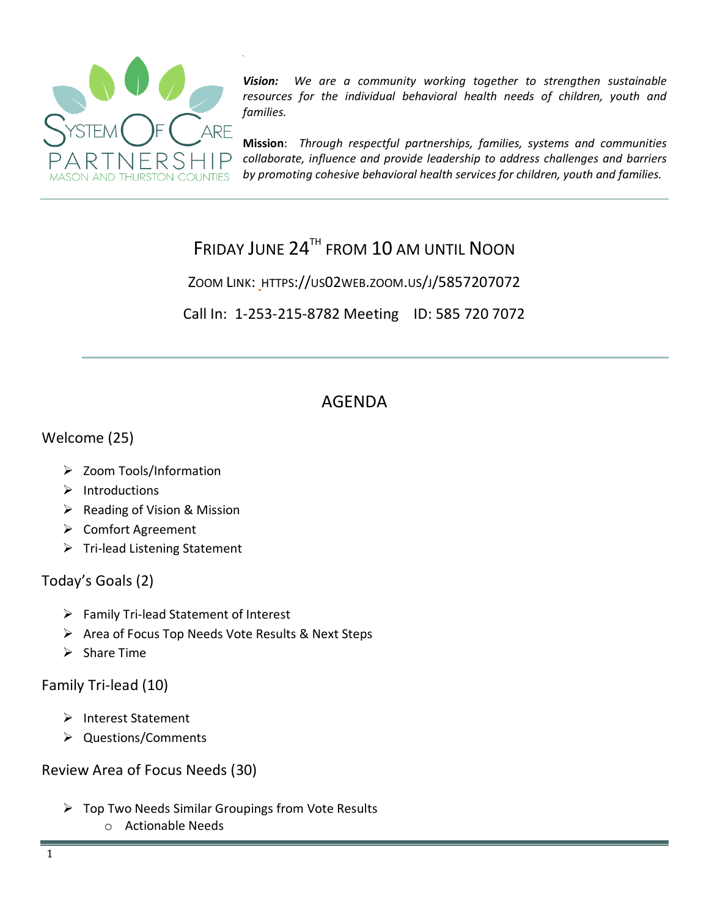SYSTEM OF CARE PARTNERSHIP
MASON AND THURSTON COUNTIES

***Vision:*** *We are a community working together to strengthen sustainable resources for the individual behavioral health needs of children, youth and families.*

**Mission**: *Through respectful partnerships, families, systems and communities collaborate, influence and provide leadership to address challenges and barriers by promoting cohesive behavioral health services for children, youth and families.*

## Friday June 24th from 10 AM until Noon

Zoom Link: https://us02web.zoom.us/j/5857207072

Call In: 1-253-215-8782 Meeting ID: 585 720 7072

## AGENDA

### Welcome (25)

- Zoom Tools/Information
- Introductions
- Reading of Vision & Mission
- Comfort Agreement
- Tri-lead Listening Statement

### Today's Goals (2)

- Family Tri-lead Statement of Interest
- Area of Focus Top Needs Vote Results & Next Steps
- Share Time

### Family Tri-lead (10)

- Interest Statement
- Questions/Comments

### Review Area of Focus Needs (30)

- Top Two Needs Similar Groupings from Vote Results
  - Actionable Needs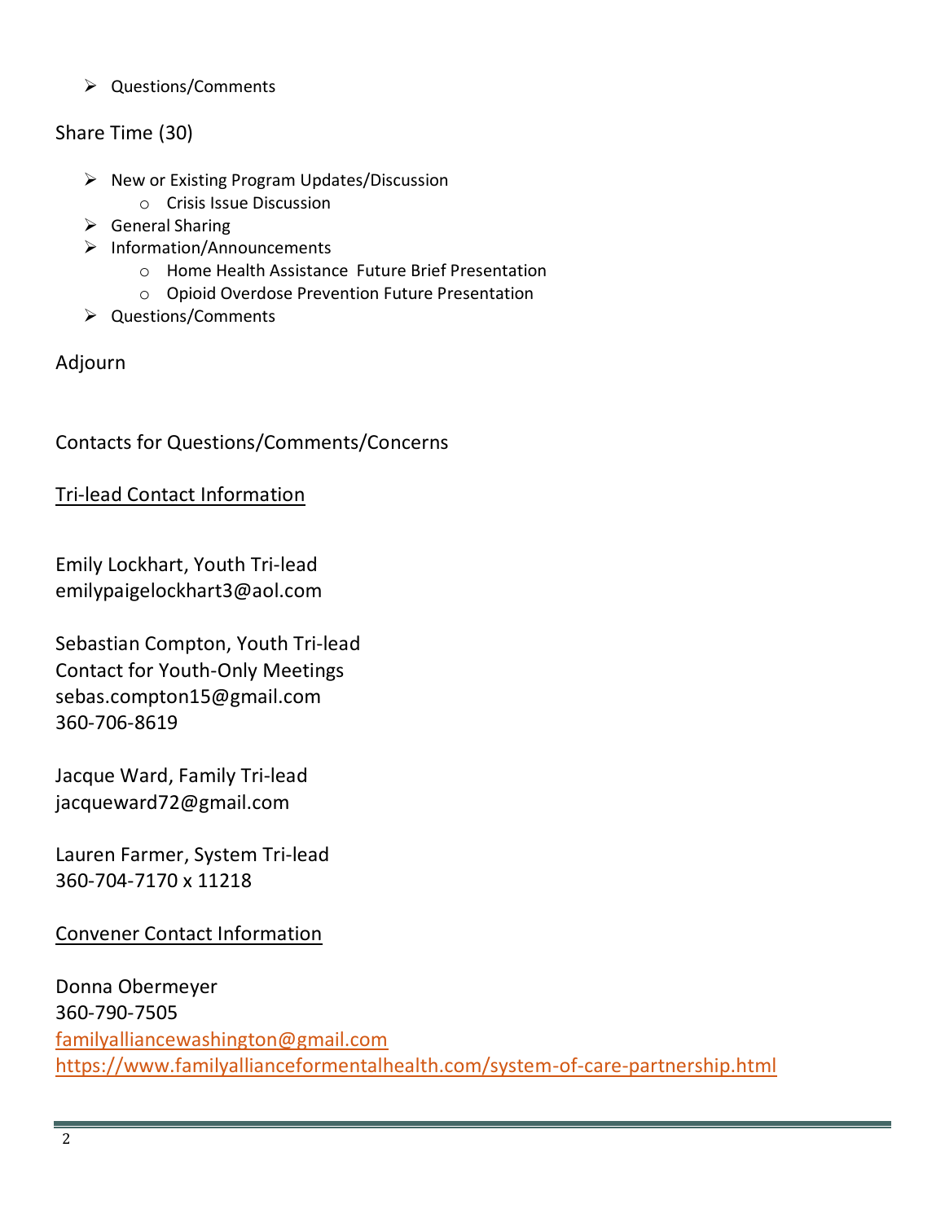- Questions/Comments

Share Time (30)

- New or Existing Program Updates/Discussion
  - Crisis Issue Discussion
- General Sharing
- Information/Announcements
  - Home Health Assistance  Future Brief Presentation
  - Opioid Overdose Prevention Future Presentation
- Questions/Comments

Adjourn

Contacts for Questions/Comments/Concerns

<u>Tri-lead Contact Information</u>

Emily Lockhart, Youth Tri-lead
emilypaigelockhart3@aol.com

Sebastian Compton, Youth Tri-lead
Contact for Youth-Only Meetings
sebas.compton15@gmail.com
360-706-8619

Jacque Ward, Family Tri-lead
jacqueward72@gmail.com

Lauren Farmer, System Tri-lead
360-704-7170 x 11218

<u>Convener Contact Information</u>

Donna Obermeyer
360-790-7505
familyalliancewashington@gmail.com
https://www.familyallianceformentalhealth.com/system-of-care-partnership.html